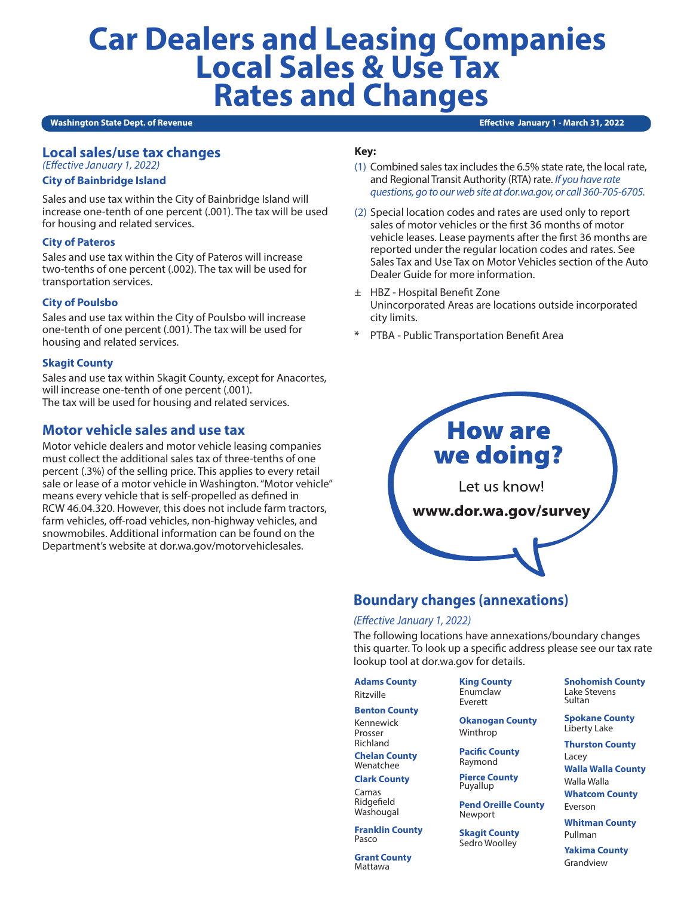# Car Dealers and Leasing Companies Local Sales & Use Tax Rates and Changes

**Washington State Dept. of Revenue** — **Effective January 1 - March 31, 2022**

## Local sales/use tax changes

*(Effective January 1, 2022)*

### City of Bainbridge Island

Sales and use tax within the City of Bainbridge Island will increase one-tenth of one percent (.001). The tax will be used for housing and related services.

### City of Pateros

Sales and use tax within the City of Pateros will increase two-tenths of one percent (.002). The tax will be used for transportation services.

### City of Poulsbo

Sales and use tax within the City of Poulsbo will increase one-tenth of one percent (.001). The tax will be used for housing and related services.

### Skagit County

Sales and use tax within Skagit County, except for Anacortes, will increase one-tenth of one percent (.001).
The tax will be used for housing and related services.

## Motor vehicle sales and use tax

Motor vehicle dealers and motor vehicle leasing companies must collect the additional sales tax of three-tenths of one percent (.3%) of the selling price. This applies to every retail sale or lease of a motor vehicle in Washington. "Motor vehicle" means every vehicle that is self-propelled as defined in RCW 46.04.320. However, this does not include farm tractors, farm vehicles, off-road vehicles, non-highway vehicles, and snowmobiles. Additional information can be found on the Department's website at dor.wa.gov/motorvehiclesales.

**Key:**

(1) Combined sales tax includes the 6.5% state rate, the local rate, and Regional Transit Authority (RTA) rate. *If you have rate questions, go to our web site at dor.wa.gov, or call 360-705-6705.*

(2) Special location codes and rates are used only to report sales of motor vehicles or the first 36 months of motor vehicle leases. Lease payments after the first 36 months are reported under the regular location codes and rates. See Sales Tax and Use Tax on Motor Vehicles section of the Auto Dealer Guide for more information.

± HBZ - Hospital Benefit Zone
Unincorporated Areas are locations outside incorporated city limits.

\* PTBA - Public Transportation Benefit Area

**How are we doing?**

Let us know!

**www.dor.wa.gov/survey**

## Boundary changes (annexations)

*(Effective January 1, 2022)*

The following locations have annexations/boundary changes this quarter. To look up a specific address please see our tax rate lookup tool at dor.wa.gov for details.

**Adams County**
Ritzville

**Benton County**
Kennewick
Prosser
Richland

**Chelan County**
Wenatchee

**Clark County**
Camas
Ridgefield
Washougal

**Franklin County**
Pasco

**Grant County**
Mattawa

**King County**
Enumclaw
Everett

**Okanogan County**
Winthrop

**Pacific County**
Raymond

**Pierce County**
Puyallup

**Pend Oreille County**
Newport

**Skagit County**
Sedro Woolley

**Snohomish County**
Lake Stevens
Sultan

**Spokane County**
Liberty Lake

**Thurston County**
Lacey

**Walla Walla County**
Walla Walla

**Whatcom County**
Everson

**Whitman County**
Pullman

**Yakima County**
Grandview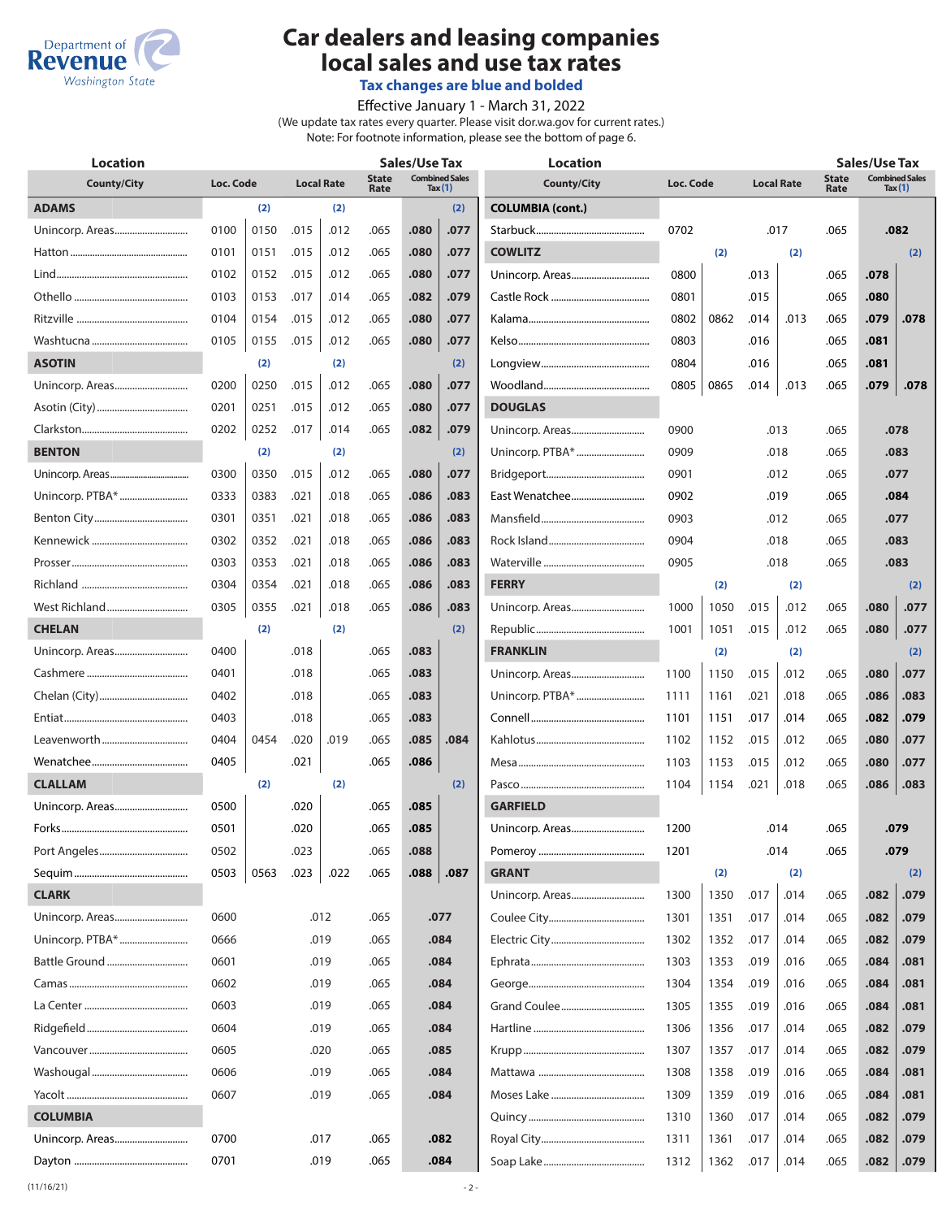# Car dealers and leasing companies local sales and use tax rates

**Tax changes are blue and bolded**

Effective January 1 - March 31, 2022

(We update tax rates every quarter. Please visit dor.wa.gov for current rates.)
Note: For footnote information, please see the bottom of page 6.

| County/City | Loc. Code | | Local Rate | | State Rate | Combined Sales Tax (1) | |
|---|---|---|---|---|---|---|---|
| **ADAMS** | (2) | | (2) | | | | (2) |
| Unincorp. Areas | 0100 | 0150 | .015 | .012 | .065 | .080 | .077 |
| Hatton | 0101 | 0151 | .015 | .012 | .065 | .080 | .077 |
| Lind | 0102 | 0152 | .015 | .012 | .065 | .080 | .077 |
| Othello | 0103 | 0153 | .017 | .014 | .065 | .082 | .079 |
| Ritzville | 0104 | 0154 | .015 | .012 | .065 | .080 | .077 |
| Washtucna | 0105 | 0155 | .015 | .012 | .065 | .080 | .077 |
| **ASOTIN** | (2) | | (2) | | | | (2) |
| Unincorp. Areas | 0200 | 0250 | .015 | .012 | .065 | .080 | .077 |
| Asotin (City) | 0201 | 0251 | .015 | .012 | .065 | .080 | .077 |
| Clarkston | 0202 | 0252 | .017 | .014 | .065 | .082 | .079 |
| **BENTON** | (2) | | (2) | | | | (2) |
| Unincorp. Areas | 0300 | 0350 | .015 | .012 | .065 | .080 | .077 |
| Unincorp. PTBA* | 0333 | 0383 | .021 | .018 | .065 | .086 | .083 |
| Benton City | 0301 | 0351 | .021 | .018 | .065 | .086 | .083 |
| Kennewick | 0302 | 0352 | .021 | .018 | .065 | .086 | .083 |
| Prosser | 0303 | 0353 | .021 | .018 | .065 | .086 | .083 |
| Richland | 0304 | 0354 | .021 | .018 | .065 | .086 | .083 |
| West Richland | 0305 | 0355 | .021 | .018 | .065 | .086 | .083 |
| **CHELAN** | (2) | | (2) | | | | (2) |
| Unincorp. Areas | 0400 | | .018 | | .065 | .083 | |
| Cashmere | 0401 | | .018 | | .065 | .083 | |
| Chelan (City) | 0402 | | .018 | | .065 | .083 | |
| Entiat | 0403 | | .018 | | .065 | .083 | |
| Leavenworth | 0404 | 0454 | .020 | .019 | .065 | .085 | .084 |
| Wenatchee | 0405 | | .021 | | .065 | .086 | |
| **CLALLAM** | (2) | | (2) | | | | (2) |
| Unincorp. Areas | 0500 | | .020 | | .065 | .085 | |
| Forks | 0501 | | .020 | | .065 | .085 | |
| Port Angeles | 0502 | | .023 | | .065 | .088 | |
| Sequim | 0503 | 0563 | .023 | .022 | .065 | .088 | .087 |
| **CLARK** | | | | | | | |
| Unincorp. Areas | 0600 | | .012 | | .065 | .077 | |
| Unincorp. PTBA* | 0666 | | .019 | | .065 | .084 | |
| Battle Ground | 0601 | | .019 | | .065 | .084 | |
| Camas | 0602 | | .019 | | .065 | .084 | |
| La Center | 0603 | | .019 | | .065 | .084 | |
| Ridgefield | 0604 | | .019 | | .065 | .084 | |
| Vancouver | 0605 | | .020 | | .065 | .085 | |
| Washougal | 0606 | | .019 | | .065 | .084 | |
| Yacolt | 0607 | | .019 | | .065 | .084 | |
| **COLUMBIA** | | | | | | | |
| Unincorp. Areas | 0700 | | .017 | | .065 | .082 | |
| Dayton | 0701 | | .019 | | .065 | .084 | |
| **COLUMBIA (cont.)** | | | | | | | |
| Starbuck | 0702 | | .017 | | .065 | .082 | |
| **COWLITZ** | (2) | | (2) | | | | (2) |
| Unincorp. Areas | 0800 | | .013 | | .065 | .078 | |
| Castle Rock | 0801 | | .015 | | .065 | .080 | |
| Kalama | 0802 | 0862 | .014 | .013 | .065 | .079 | .078 |
| Kelso | 0803 | | .016 | | .065 | .081 | |
| Longview | 0804 | | .016 | | .065 | .081 | |
| Woodland | 0805 | 0865 | .014 | .013 | .065 | .079 | .078 |
| **DOUGLAS** | | | | | | | |
| Unincorp. Areas | 0900 | | .013 | | .065 | .078 | |
| Unincorp. PTBA* | 0909 | | .018 | | .065 | .083 | |
| Bridgeport | 0901 | | .012 | | .065 | .077 | |
| East Wenatchee | 0902 | | .019 | | .065 | .084 | |
| Mansfield | 0903 | | .012 | | .065 | .077 | |
| Rock Island | 0904 | | .018 | | .065 | .083 | |
| Waterville | 0905 | | .018 | | .065 | .083 | |
| **FERRY** | (2) | | (2) | | | | (2) |
| Unincorp. Areas | 1000 | 1050 | .015 | .012 | .065 | .080 | .077 |
| Republic | 1001 | 1051 | .015 | .012 | .065 | .080 | .077 |
| **FRANKLIN** | (2) | | (2) | | | | (2) |
| Unincorp. Areas | 1100 | 1150 | .015 | .012 | .065 | .080 | .077 |
| Unincorp. PTBA* | 1111 | 1161 | .021 | .018 | .065 | .086 | .083 |
| Connell | 1101 | 1151 | .017 | .014 | .065 | .082 | .079 |
| Kahlotus | 1102 | 1152 | .015 | .012 | .065 | .080 | .077 |
| Mesa | 1103 | 1153 | .015 | .012 | .065 | .080 | .077 |
| Pasco | 1104 | 1154 | .021 | .018 | .065 | .086 | .083 |
| **GARFIELD** | | | | | | | |
| Unincorp. Areas | 1200 | | .014 | | .065 | .079 | |
| Pomeroy | 1201 | | .014 | | .065 | .079 | |
| **GRANT** | (2) | | (2) | | | | (2) |
| Unincorp. Areas | 1300 | 1350 | .017 | .014 | .065 | .082 | .079 |
| Coulee City | 1301 | 1351 | .017 | .014 | .065 | .082 | .079 |
| Electric City | 1302 | 1352 | .017 | .014 | .065 | .082 | .079 |
| Ephrata | 1303 | 1353 | .019 | .016 | .065 | .084 | .081 |
| George | 1304 | 1354 | .019 | .016 | .065 | .084 | .081 |
| Grand Coulee | 1305 | 1355 | .019 | .016 | .065 | .084 | .081 |
| Hartline | 1306 | 1356 | .017 | .014 | .065 | .082 | .079 |
| Krupp | 1307 | 1357 | .017 | .014 | .065 | .082 | .079 |
| Mattawa | 1308 | 1358 | .019 | .016 | .065 | .084 | .081 |
| Moses Lake | 1309 | 1359 | .019 | .016 | .065 | .084 | .081 |
| Quincy | 1310 | 1360 | .017 | .014 | .065 | .082 | .079 |
| Royal City | 1311 | 1361 | .017 | .014 | .065 | .082 | .079 |
| Soap Lake | 1312 | 1362 | .017 | .014 | .065 | .082 | .079 |

(11/16/21)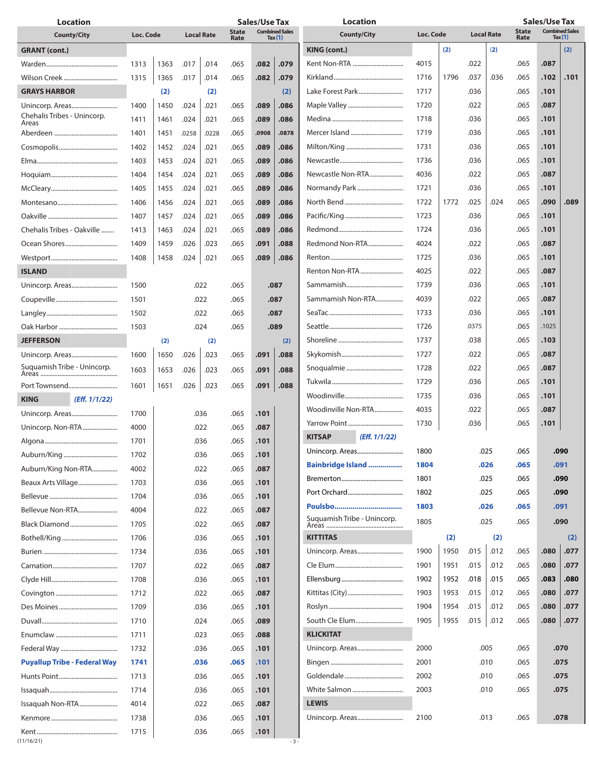| Location County/City | Loc. Code | | Local Rate | | State Rate | Combined Sales Tax (1) | |
|---|---|---|---|---|---|---|---|
| **GRANT (cont.)** | | | | | | | |
| Warden | 1313 | 1363 | .017 | .014 | .065 | **.082** | **.079** |
| Wilson Creek | 1315 | 1365 | .017 | .014 | .065 | **.082** | **.079** |
| **GRAYS HARBOR** | (2) | | (2) | | | | (2) |
| Unincorp. Areas | 1400 | 1450 | .024 | .021 | .065 | **.089** | **.086** |
| Chehalis Tribes - Unincorp. Areas | 1411 | 1461 | .024 | .021 | .065 | **.089** | **.086** |
| Aberdeen | 1401 | 1451 | .0258 | .0228 | .065 | **.0908** | **.0878** |
| Cosmopolis | 1402 | 1452 | .024 | .021 | .065 | **.089** | **.086** |
| Elma | 1403 | 1453 | .024 | .021 | .065 | **.089** | **.086** |
| Hoquiam | 1404 | 1454 | .024 | .021 | .065 | **.089** | **.086** |
| McCleary | 1405 | 1455 | .024 | .021 | .065 | **.089** | **.086** |
| Montesano | 1406 | 1456 | .024 | .021 | .065 | **.089** | **.086** |
| Oakville | 1407 | 1457 | .024 | .021 | .065 | **.089** | **.086** |
| Chehalis Tribes - Oakville | 1413 | 1463 | .024 | .021 | .065 | **.089** | **.086** |
| Ocean Shores | 1409 | 1459 | .026 | .023 | .065 | **.091** | **.088** |
| Westport | 1408 | 1458 | .024 | .021 | .065 | **.089** | **.086** |
| **ISLAND** | | | | | | | |
| Unincorp. Areas | 1500 | | .022 | | .065 | **.087** | |
| Coupeville | 1501 | | .022 | | .065 | **.087** | |
| Langley | 1502 | | .022 | | .065 | **.087** | |
| Oak Harbor | 1503 | | .024 | | .065 | **.089** | |
| **JEFFERSON** | (2) | | (2) | | | | (2) |
| Unincorp. Areas | 1600 | 1650 | .026 | .023 | .065 | **.091** | **.088** |
| Suquamish Tribe - Unincorp. Areas | 1603 | 1653 | .026 | .023 | .065 | **.091** | **.088** |
| Port Townsend | 1601 | 1651 | .026 | .023 | .065 | **.091** | **.088** |
| **KING** *(Eff. 1/1/22)* | | | | | | | |
| Unincorp. Areas | 1700 | | .036 | | .065 | **.101** | |
| Unincorp. Non-RTA | 4000 | | .022 | | .065 | **.087** | |
| Algona | 1701 | | .036 | | .065 | **.101** | |
| Auburn/King | 1702 | | .036 | | .065 | **.101** | |
| Auburn/King Non-RTA | 4002 | | .022 | | .065 | **.087** | |
| Beaux Arts Village | 1703 | | .036 | | .065 | **.101** | |
| Bellevue | 1704 | | .036 | | .065 | **.101** | |
| Bellevue Non-RTA | 4004 | | .022 | | .065 | **.087** | |
| Black Diamond | 1705 | | .022 | | .065 | **.087** | |
| Bothell/King | 1706 | | .036 | | .065 | **.101** | |
| Burien | 1734 | | .036 | | .065 | **.101** | |
| Carnation | 1707 | | .022 | | .065 | **.087** | |
| Clyde Hill | 1708 | | .036 | | .065 | **.101** | |
| Covington | 1712 | | .022 | | .065 | **.087** | |
| Des Moines | 1709 | | .036 | | .065 | **.101** | |
| Duvall | 1710 | | .024 | | .065 | **.089** | |
| Enumclaw | 1711 | | .023 | | .065 | **.088** | |
| Federal Way | 1732 | | .036 | | .065 | **.101** | |
| **Puyallup Tribe - Federal Way** | **1741** | | **.036** | | **.065** | **.101** | |
| Hunts Point | 1713 | | .036 | | .065 | **.101** | |
| Issaquah | 1714 | | .036 | | .065 | **.101** | |
| Issaquah Non-RTA | 4014 | | .022 | | .065 | **.087** | |
| Kenmore | 1738 | | .036 | | .065 | **.101** | |
| Kent | 1715 | | .036 | | .065 | **.101** | |
| **KING (cont.)** | | (2) | | (2) | | | (2) |
| Kent Non-RTA | 4015 | | .022 | | .065 | **.087** | |
| Kirkland | 1716 | 1796 | .037 | .036 | .065 | **.102** | **.101** |
| Lake Forest Park | 1717 | | .036 | | .065 | **.101** | |
| Maple Valley | 1720 | | .022 | | .065 | **.087** | |
| Medina | 1718 | | .036 | | .065 | **.101** | |
| Mercer Island | 1719 | | .036 | | .065 | **.101** | |
| Milton/King | 1731 | | .036 | | .065 | **.101** | |
| Newcastle | 1736 | | .036 | | .065 | **.101** | |
| Newcastle Non-RTA | 4036 | | .022 | | .065 | **.087** | |
| Normandy Park | 1721 | | .036 | | .065 | **.101** | |
| North Bend | 1722 | 1772 | .025 | .024 | .065 | **.090** | **.089** |
| Pacific/King | 1723 | | .036 | | .065 | **.101** | |
| Redmond | 1724 | | .036 | | .065 | **.101** | |
| Redmond Non-RTA | 4024 | | .022 | | .065 | **.087** | |
| Renton | 1725 | | .036 | | .065 | **.101** | |
| Renton Non-RTA | 4025 | | .022 | | .065 | **.087** | |
| Sammamish | 1739 | | .036 | | .065 | **.101** | |
| Sammamish Non-RTA | 4039 | | .022 | | .065 | **.087** | |
| SeaTac | 1733 | | .036 | | .065 | **.101** | |
| Seattle | 1726 | | .0375 | | .065 | **.1025** | |
| Shoreline | 1737 | | .038 | | .065 | **.103** | |
| Skykomish | 1727 | | .022 | | .065 | **.087** | |
| Snoqualmie | 1728 | | .022 | | .065 | **.087** | |
| Tukwila | 1729 | | .036 | | .065 | **.101** | |
| Woodinville | 1735 | | .036 | | .065 | **.101** | |
| Woodinville Non-RTA | 4035 | | .022 | | .065 | **.087** | |
| Yarrow Point | 1730 | | .036 | | .065 | **.101** | |
| **KITSAP** *(Eff. 1/1/22)* | | | | | | | |
| Unincorp. Areas | 1800 | | .025 | | .065 | **.090** | |
| **Bainbridge Island** | **1804** | | **.026** | | **.065** | **.091** | |
| Bremerton | 1801 | | .025 | | .065 | **.090** | |
| Port Orchard | 1802 | | .025 | | .065 | **.090** | |
| **Poulsbo** | **1803** | | **.026** | | **.065** | **.091** | |
| Suquamish Tribe - Unincorp. Areas | 1805 | | .025 | | .065 | **.090** | |
| **KITTITAS** | (2) | | (2) | | | | (2) |
| Unincorp. Areas | 1900 | 1950 | .015 | .012 | .065 | **.080** | **.077** |
| Cle Elum | 1901 | 1951 | .015 | .012 | .065 | **.080** | **.077** |
| Ellensburg | 1902 | 1952 | .018 | .015 | .065 | **.083** | **.080** |
| Kittitas (City) | 1903 | 1953 | .015 | .012 | .065 | **.080** | **.077** |
| Roslyn | 1904 | 1954 | .015 | .012 | .065 | **.080** | **.077** |
| South Cle Elum | 1905 | 1955 | .015 | .012 | .065 | **.080** | **.077** |
| **KLICKITAT** | | | | | | | |
| Unincorp. Areas | 2000 | | .005 | | .065 | **.070** | |
| Bingen | 2001 | | .010 | | .065 | **.075** | |
| Goldendale | 2002 | | .010 | | .065 | **.075** | |
| White Salmon | 2003 | | .010 | | .065 | **.075** | |
| **LEWIS** | | | | | | | |
| Unincorp. Areas | 2100 | | .013 | | .065 | **.078** | |

(11/16/21)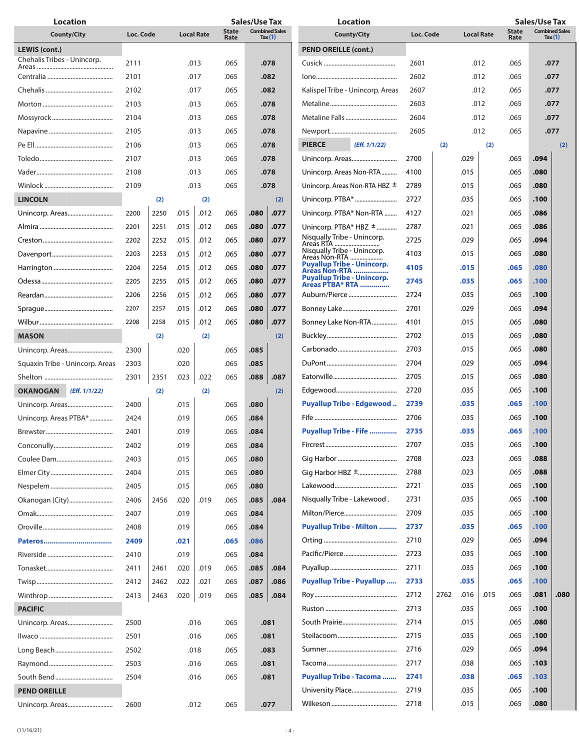| Location County/City | Loc. Code | | Local Rate | | State Rate | Combined Sales Tax (1) | |
|---|---|---|---|---|---|---|---|
| **LEWIS (cont.)** | | | | | | | |
| Chehalis Tribes - Unincorp. Areas | 2111 | | .013 | | .065 | **.078** | |
| Centralia | 2101 | | .017 | | .065 | **.082** | |
| Chehalis | 2102 | | .017 | | .065 | **.082** | |
| Morton | 2103 | | .013 | | .065 | **.078** | |
| Mossyrock | 2104 | | .013 | | .065 | **.078** | |
| Napavine | 2105 | | .013 | | .065 | **.078** | |
| Pe Ell | 2106 | | .013 | | .065 | **.078** | |
| Toledo | 2107 | | .013 | | .065 | **.078** | |
| Vader | 2108 | | .013 | | .065 | **.078** | |
| Winlock | 2109 | | .013 | | .065 | **.078** | |
| **LINCOLN** | (2) | | (2) | | | | (2) |
| Unincorp. Areas | 2200 | 2250 | .015 | .012 | .065 | **.080** | **.077** |
| Almira | 2201 | 2251 | .015 | .012 | .065 | **.080** | **.077** |
| Creston | 2202 | 2252 | .015 | .012 | .065 | **.080** | **.077** |
| Davenport | 2203 | 2253 | .015 | .012 | .065 | **.080** | **.077** |
| Harrington | 2204 | 2254 | .015 | .012 | .065 | **.080** | **.077** |
| Odessa | 2205 | 2255 | .015 | .012 | .065 | **.080** | **.077** |
| Reardan | 2206 | 2256 | .015 | .012 | .065 | **.080** | **.077** |
| Sprague | 2207 | 2257 | .015 | .012 | .065 | **.080** | **.077** |
| Wilbur | 2208 | 2258 | .015 | .012 | .065 | **.080** | **.077** |
| **MASON** | (2) | | (2) | | | | (2) |
| Unincorp. Areas | 2300 | | .020 | | .065 | **.085** | |
| Squaxin Tribe - Unincorp. Areas | 2303 | | .020 | | .065 | **.085** | |
| Shelton | 2301 | 2351 | .023 | .022 | .065 | **.088** | **.087** |
| **OKANOGAN** *(Eff. 1/1/22)* | (2) | | (2) | | | | (2) |
| Unincorp. Areas | 2400 | | .015 | | .065 | **.080** | |
| Unincorp. Areas PTBA* | 2424 | | .019 | | .065 | **.084** | |
| Brewster | 2401 | | .019 | | .065 | **.084** | |
| Conconully | 2402 | | .019 | | .065 | **.084** | |
| Coulee Dam | 2403 | | .015 | | .065 | **.080** | |
| Elmer City | 2404 | | .015 | | .065 | **.080** | |
| Nespelem | 2405 | | .015 | | .065 | **.080** | |
| Okanogan (City) | 2406 | 2456 | .020 | .019 | .065 | **.085** | **.084** |
| Omak | 2407 | | .019 | | .065 | **.084** | |
| Oroville | 2408 | | .019 | | .065 | **.084** | |
| **Pateros** | **2409** | | **.021** | | **.065** | **.086** | |
| Riverside | 2410 | | .019 | | .065 | **.084** | |
| Tonasket | 2411 | 2461 | .020 | .019 | .065 | **.085** | **.084** |
| Twisp | 2412 | 2462 | .022 | .021 | .065 | **.087** | **.086** |
| Winthrop | 2413 | 2463 | .020 | .019 | .065 | **.085** | **.084** |
| **PACIFIC** | | | | | | | |
| Unincorp. Areas | 2500 | | .016 | | .065 | **.081** | |
| Ilwaco | 2501 | | .016 | | .065 | **.081** | |
| Long Beach | 2502 | | .018 | | .065 | **.083** | |
| Raymond | 2503 | | .016 | | .065 | **.081** | |
| South Bend | 2504 | | .016 | | .065 | **.081** | |
| **PEND OREILLE** | | | | | | | |
| Unincorp. Areas | 2600 | | .012 | | .065 | **.077** | |
| **PEND OREILLE (cont.)** | | | | | | | |
| Cusick | 2601 | | .012 | | .065 | **.077** | |
| Ione | 2602 | | .012 | | .065 | **.077** | |
| Kalispel Tribe - Unincorp. Areas | 2607 | | .012 | | .065 | **.077** | |
| Metaline | 2603 | | .012 | | .065 | **.077** | |
| Metaline Falls | 2604 | | .012 | | .065 | **.077** | |
| Newport | 2605 | | .012 | | .065 | **.077** | |
| **PIERCE** *(Eff. 1/1/22)* | | (2) | | (2) | | | (2) |
| Unincorp. Areas | 2700 | | .029 | | .065 | **.094** | |
| Unincorp. Areas Non-RTA | 4100 | | .015 | | .065 | **.080** | |
| Unincorp. Areas Non-RTA HBZ ± | 2789 | | .015 | | .065 | **.080** | |
| Unincorp. PTBA* | 2727 | | .035 | | .065 | **.100** | |
| Unincorp. PTBA* Non-RTA | 4127 | | .021 | | .065 | **.086** | |
| Unincorp. PTBA* HBZ ± | 2787 | | .021 | | .065 | **.086** | |
| Nisqually Tribe - Unincorp. Areas RTA | 2725 | | .029 | | .065 | **.094** | |
| Nisqually Tribe - Unincorp. Areas Non-RTA | 4103 | | .015 | | .065 | **.080** | |
| **Puyallup Tribe - Unincorp. Areas Non-RTA** | **4105** | | **.015** | | **.065** | **.080** | |
| **Puyallup Tribe - Unincorp. Areas PTBA* RTA** | **2745** | | **.035** | | **.065** | **.100** | |
| Auburn/Pierce | 2724 | | .035 | | .065 | **.100** | |
| Bonney Lake | 2701 | | .029 | | .065 | **.094** | |
| Bonney Lake Non-RTA | 4101 | | .015 | | .065 | **.080** | |
| Buckley | 2702 | | .015 | | .065 | **.080** | |
| Carbonado | 2703 | | .015 | | .065 | **.080** | |
| DuPont | 2704 | | .029 | | .065 | **.094** | |
| Eatonville | 2705 | | .015 | | .065 | **.080** | |
| Edgewood | 2720 | | .035 | | .065 | **.100** | |
| **Puyallup Tribe - Edgewood** | **2739** | | **.035** | | **.065** | **.100** | |
| Fife | 2706 | | .035 | | .065 | **.100** | |
| **Puyallup Tribe - Fife** | **2735** | | **.035** | | **.065** | **.100** | |
| Fircrest | 2707 | | .035 | | .065 | **.100** | |
| Gig Harbor | 2708 | | .023 | | .065 | **.088** | |
| Gig Harbor HBZ ± | 2788 | | .023 | | .065 | **.088** | |
| Lakewood | 2721 | | .035 | | .065 | **.100** | |
| Nisqually Tribe - Lakewood | 2731 | | .035 | | .065 | **.100** | |
| Milton/Pierce | 2709 | | .035 | | .065 | **.100** | |
| **Puyallup Tribe - Milton** | **2737** | | **.035** | | **.065** | **.100** | |
| Orting | 2710 | | .029 | | .065 | **.094** | |
| Pacific/Pierce | 2723 | | .035 | | .065 | **.100** | |
| Puyallup | 2711 | | .035 | | .065 | **.100** | |
| **Puyallup Tribe - Puyallup** | **2733** | | **.035** | | **.065** | **.100** | |
| Roy | 2712 | 2762 | .016 | .015 | .065 | **.081** | **.080** |
| Ruston | 2713 | | .035 | | .065 | **.100** | |
| South Prairie | 2714 | | .015 | | .065 | **.080** | |
| Steilacoom | 2715 | | .035 | | .065 | **.100** | |
| Sumner | 2716 | | .029 | | .065 | **.094** | |
| Tacoma | 2717 | | .038 | | .065 | **.103** | |
| **Puyallup Tribe - Tacoma** | **2741** | | **.038** | | **.065** | **.103** | |
| University Place | 2719 | | .035 | | .065 | **.100** | |
| Wilkeson | 2718 | | .015 | | .065 | **.080** | |

(11/16/21)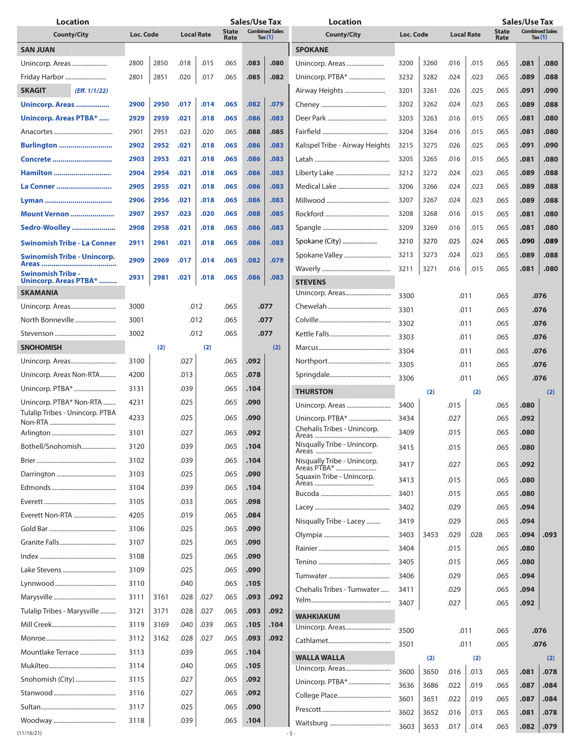| Location County/City | Loc. Code | | Local Rate | | State Rate | Combined Sales Tax (1) | |
|---|---|---|---|---|---|---|---|
| **SAN JUAN** | | | | | | | |
| Unincorp. Areas | 2800 | 2850 | .018 | .015 | .065 | **.083** | **.080** |
| Friday Harbor | 2801 | 2851 | .020 | .017 | .065 | **.085** | **.082** |
| **SKAGIT** *(Eff. 1/1/22)* | | | | | | | |
| **Unincorp. Areas** | **2900** | **2950** | **.017** | **.014** | **.065** | **.082** | **.079** |
| **Unincorp. Areas PTBA*** | **2929** | **2959** | **.021** | **.018** | **.065** | **.086** | **.083** |
| Anacortes | 2901 | 2951 | .023 | .020 | .065 | **.088** | **.085** |
| **Burlington** | **2902** | **2952** | **.021** | **.018** | **.065** | **.086** | **.083** |
| **Concrete** | **2903** | **2953** | **.021** | **.018** | **.065** | **.086** | **.083** |
| **Hamilton** | **2904** | **2954** | **.021** | **.018** | **.065** | **.086** | **.083** |
| **La Conner** | **2905** | **2955** | **.021** | **.018** | **.065** | **.086** | **.083** |
| **Lyman** | **2906** | **2956** | **.021** | **.018** | **.065** | **.086** | **.083** |
| **Mount Vernon** | **2907** | **2957** | **.023** | **.020** | **.065** | **.088** | **.085** |
| **Sedro-Woolley** | **2908** | **2958** | **.021** | **.018** | **.065** | **.086** | **.083** |
| **Swinomish Tribe - La Conner** | **2911** | **2961** | **.021** | **.018** | **.065** | **.086** | **.083** |
| **Swinomish Tribe - Unincorp. Areas** | **2909** | **2969** | **.017** | **.014** | **.065** | **.082** | **.079** |
| **Swinomish Tribe - Unincorp. Areas PTBA*** | **2931** | **2981** | **.021** | **.018** | **.065** | **.086** | **.083** |
| **SKAMANIA** | | | | | | | |
| Unincorp. Areas | 3000 | | .012 | | .065 | **.077** | |
| North Bonneville | 3001 | | .012 | | .065 | **.077** | |
| Stevenson | 3002 | | .012 | | .065 | **.077** | |
| **SNOHOMISH** | (2) | | (2) | | | | (2) |
| Unincorp. Areas | 3100 | | .027 | | .065 | **.092** | |
| Unincorp. Areas Non-RTA | 4200 | | .013 | | .065 | **.078** | |
| Unincorp. PTBA* | 3131 | | .039 | | .065 | **.104** | |
| Unincorp. PTBA* Non-RTA | 4231 | | .025 | | .065 | **.090** | |
| Tulalip Tribes - Unincorp. PTBA Non-RTA | 4233 | | .025 | | .065 | **.090** | |
| Arlington | 3101 | | .027 | | .065 | **.092** | |
| Bothell/Snohomish | 3120 | | .039 | | .065 | **.104** | |
| Brier | 3102 | | .039 | | .065 | **.104** | |
| Darrington | 3103 | | .025 | | .065 | **.090** | |
| Edmonds | 3104 | | .039 | | .065 | **.104** | |
| Everett | 3105 | | .033 | | .065 | **.098** | |
| Everett Non-RTA | 4205 | | .019 | | .065 | **.084** | |
| Gold Bar | 3106 | | .025 | | .065 | **.090** | |
| Granite Falls | 3107 | | .025 | | .065 | **.090** | |
| Index | 3108 | | .025 | | .065 | **.090** | |
| Lake Stevens | 3109 | | .025 | | .065 | **.090** | |
| Lynnwood | 3110 | | .040 | | .065 | **.105** | |
| Marysville | 3111 | 3161 | .028 | .027 | .065 | **.093** | **.092** |
| Tulalip Tribes - Marysville | 3121 | 3171 | .028 | .027 | .065 | **.093** | **.092** |
| Mill Creek | 3119 | 3169 | .040 | .039 | .065 | **.105** | **.104** |
| Monroe | 3112 | 3162 | .028 | .027 | .065 | **.093** | **.092** |
| Mountlake Terrace | 3113 | | .039 | | .065 | **.104** | |
| Mukilteo | 3114 | | .040 | | .065 | **.105** | |
| Snohomish (City) | 3115 | | .027 | | .065 | **.092** | |
| Stanwood | 3116 | | .027 | | .065 | **.092** | |
| Sultan | 3117 | | .025 | | .065 | **.090** | |
| Woodway | 3118 | | .039 | | .065 | **.104** | |
| **SPOKANE** | | | | | | | |
| Unincorp. Areas | 3200 | 3260 | .016 | .015 | .065 | **.081** | **.080** |
| Unincorp. PTBA* | 3232 | 3282 | .024 | .023 | .065 | **.089** | **.088** |
| Airway Heights | 3201 | 3261 | .026 | .025 | .065 | **.091** | **.090** |
| Cheney | 3202 | 3262 | .024 | .023 | .065 | **.089** | **.088** |
| Deer Park | 3203 | 3263 | .016 | .015 | .065 | **.081** | **.080** |
| Fairfield | 3204 | 3264 | .016 | .015 | .065 | **.081** | **.080** |
| Kalispel Tribe - Airway Heights | 3215 | 3275 | .026 | .025 | .065 | **.091** | **.090** |
| Latah | 3205 | 3265 | .016 | .015 | .065 | **.081** | **.080** |
| Liberty Lake | 3212 | 3272 | .024 | .023 | .065 | **.089** | **.088** |
| Medical Lake | 3206 | 3266 | .024 | .023 | .065 | **.089** | **.088** |
| Millwood | 3207 | 3267 | .024 | .023 | .065 | **.089** | **.088** |
| Rockford | 3208 | 3268 | .016 | .015 | .065 | **.081** | **.080** |
| Spangle | 3209 | 3269 | .016 | .015 | .065 | **.081** | **.080** |
| Spokane (City) | 3210 | 3270 | .025 | .024 | .065 | **.090** | **.089** |
| Spokane Valley | 3213 | 3273 | .024 | .023 | .065 | **.089** | **.088** |
| Waverly | 3211 | 3271 | .016 | .015 | .065 | **.081** | **.080** |
| **STEVENS** | | | | | | | |
| Unincorp. Areas | 3300 | | .011 | | .065 | **.076** | |
| Chewelah | 3301 | | .011 | | .065 | **.076** | |
| Colville | 3302 | | .011 | | .065 | **.076** | |
| Kettle Falls | 3303 | | .011 | | .065 | **.076** | |
| Marcus | 3304 | | .011 | | .065 | **.076** | |
| Northport | 3305 | | .011 | | .065 | **.076** | |
| Springdale | 3306 | | .011 | | .065 | **.076** | |
| **THURSTON** | (2) | | (2) | | | | (2) |
| Unincorp. Areas | 3400 | | .015 | | .065 | **.080** | |
| Unincorp. PTBA* | 3434 | | .027 | | .065 | **.092** | |
| Chehalis Tribes - Unincorp. Areas | 3409 | | .015 | | .065 | **.080** | |
| Nisqually Tribe - Unincorp. Areas | 3415 | | .015 | | .065 | **.080** | |
| Nisqually Tribe - Unincorp. Areas PTBA* | 3417 | | .027 | | .065 | **.092** | |
| Squaxin Tribe - Unincorp. Areas | 3413 | | .015 | | .065 | **.080** | |
| Bucoda | 3401 | | .015 | | .065 | **.080** | |
| Lacey | 3402 | | .029 | | .065 | **.094** | |
| Nisqually Tribe - Lacey | 3419 | | .029 | | .065 | **.094** | |
| Olympia | 3403 | 3453 | .029 | .028 | .065 | **.094** | **.093** |
| Rainier | 3404 | | .015 | | .065 | **.080** | |
| Tenino | 3405 | | .015 | | .065 | **.080** | |
| Tumwater | 3406 | | .029 | | .065 | **.094** | |
| Chehalis Tribes - Tumwater | 3411 | | .029 | | .065 | **.094** | |
| Yelm | 3407 | | .027 | | .065 | **.092** | |
| **WAHKIAKUM** | | | | | | | |
| Unincorp. Areas | 3500 | | .011 | | .065 | **.076** | |
| Cathlamet | 3501 | | .011 | | .065 | **.076** | |
| **WALLA WALLA** | (2) | | (2) | | | | (2) |
| Unincorp. Areas | 3600 | 3650 | .016 | .013 | .065 | **.081** | **.078** |
| Unincorp. PTBA* | 3636 | 3686 | .022 | .019 | .065 | **.087** | **.084** |
| College Place | 3601 | 3651 | .022 | .019 | .065 | **.087** | **.084** |
| Prescott | 3602 | 3652 | .016 | .013 | .065 | **.081** | **.078** |
| Waitsburg | 3603 | 3653 | .017 | .014 | .065 | **.082** | **.079** |

(11/16/21)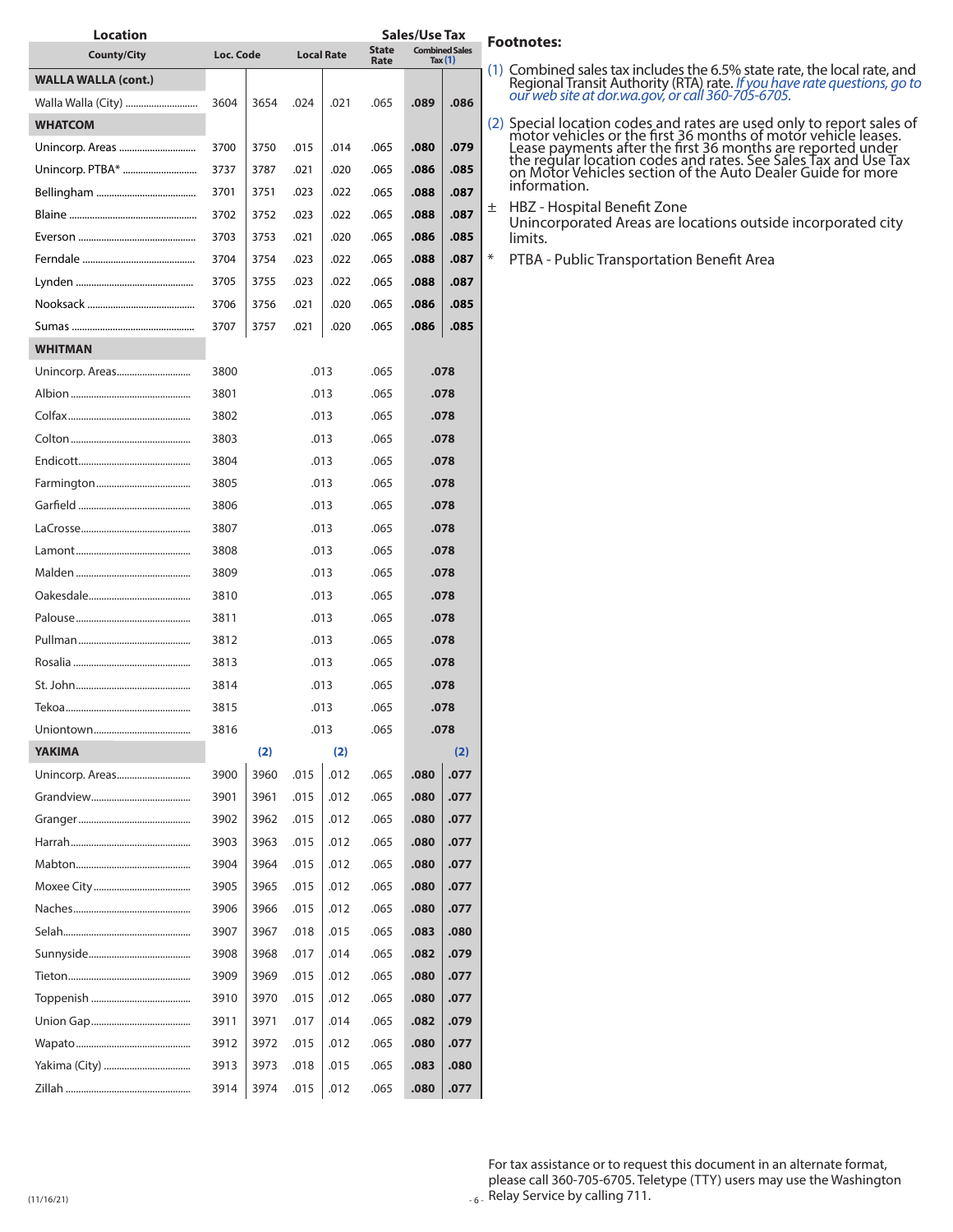| Location | | | | Sales/Use Tax | | |
|---|---|---|---|---|---|---|
| County/City | Loc. Code | | Local Rate | | State Rate | Combined Sales Tax (1) | |
| **WALLA WALLA (cont.)** | | | | | | | |
| Walla Walla (City) | 3604 | 3654 | .024 | .021 | .065 | **.089** | **.086** |
| **WHATCOM** | | | | | | | |
| Unincorp. Areas | 3700 | 3750 | .015 | .014 | .065 | **.080** | **.079** |
| Unincorp. PTBA* | 3737 | 3787 | .021 | .020 | .065 | **.086** | **.085** |
| Bellingham | 3701 | 3751 | .023 | .022 | .065 | **.088** | **.087** |
| Blaine | 3702 | 3752 | .023 | .022 | .065 | **.088** | **.087** |
| Everson | 3703 | 3753 | .021 | .020 | .065 | **.086** | **.085** |
| Ferndale | 3704 | 3754 | .023 | .022 | .065 | **.088** | **.087** |
| Lynden | 3705 | 3755 | .023 | .022 | .065 | **.088** | **.087** |
| Nooksack | 3706 | 3756 | .021 | .020 | .065 | **.086** | **.085** |
| Sumas | 3707 | 3757 | .021 | .020 | .065 | **.086** | **.085** |
| **WHITMAN** | | | | | | | |
| Unincorp. Areas | 3800 | | .013 | | .065 | **.078** | |
| Albion | 3801 | | .013 | | .065 | **.078** | |
| Colfax | 3802 | | .013 | | .065 | **.078** | |
| Colton | 3803 | | .013 | | .065 | **.078** | |
| Endicott | 3804 | | .013 | | .065 | **.078** | |
| Farmington | 3805 | | .013 | | .065 | **.078** | |
| Garfield | 3806 | | .013 | | .065 | **.078** | |
| LaCrosse | 3807 | | .013 | | .065 | **.078** | |
| Lamont | 3808 | | .013 | | .065 | **.078** | |
| Malden | 3809 | | .013 | | .065 | **.078** | |
| Oakesdale | 3810 | | .013 | | .065 | **.078** | |
| Palouse | 3811 | | .013 | | .065 | **.078** | |
| Pullman | 3812 | | .013 | | .065 | **.078** | |
| Rosalia | 3813 | | .013 | | .065 | **.078** | |
| St. John | 3814 | | .013 | | .065 | **.078** | |
| Tekoa | 3815 | | .013 | | .065 | **.078** | |
| Uniontown | 3816 | | .013 | | .065 | **.078** | |
| **YAKIMA** | | (2) | | (2) | | | (2) |
| Unincorp. Areas | 3900 | 3960 | .015 | .012 | .065 | **.080** | **.077** |
| Grandview | 3901 | 3961 | .015 | .012 | .065 | **.080** | **.077** |
| Granger | 3902 | 3962 | .015 | .012 | .065 | **.080** | **.077** |
| Harrah | 3903 | 3963 | .015 | .012 | .065 | **.080** | **.077** |
| Mabton | 3904 | 3964 | .015 | .012 | .065 | **.080** | **.077** |
| Moxee City | 3905 | 3965 | .015 | .012 | .065 | **.080** | **.077** |
| Naches | 3906 | 3966 | .015 | .012 | .065 | **.080** | **.077** |
| Selah | 3907 | 3967 | .018 | .015 | .065 | **.083** | **.080** |
| Sunnyside | 3908 | 3968 | .017 | .014 | .065 | **.082** | **.079** |
| Tieton | 3909 | 3969 | .015 | .012 | .065 | **.080** | **.077** |
| Toppenish | 3910 | 3970 | .015 | .012 | .065 | **.080** | **.077** |
| Union Gap | 3911 | 3971 | .017 | .014 | .065 | **.082** | **.079** |
| Wapato | 3912 | 3972 | .015 | .012 | .065 | **.080** | **.077** |
| Yakima (City) | 3913 | 3973 | .018 | .015 | .065 | **.083** | **.080** |
| Zillah | 3914 | 3974 | .015 | .012 | .065 | **.080** | **.077** |

**Footnotes:**

(1) Combined sales tax includes the 6.5% state rate, the local rate, and Regional Transit Authority (RTA) rate. *If you have rate questions, go to our web site at dor.wa.gov, or call 360-705-6705.*

(2) Special location codes and rates are used only to report sales of motor vehicles or the first 36 months of motor vehicle leases. Lease payments after the first 36 months are reported under the regular location codes and rates. See Sales Tax and Use Tax on Motor Vehicles section of the Auto Dealer Guide for more information.

± HBZ - Hospital Benefit Zone
Unincorporated Areas are locations outside incorporated city limits.

\* PTBA - Public Transportation Benefit Area

For tax assistance or to request this document in an alternate format, please call 360-705-6705. Teletype (TTY) users may use the Washington Relay Service by calling 711.

(11/16/21)